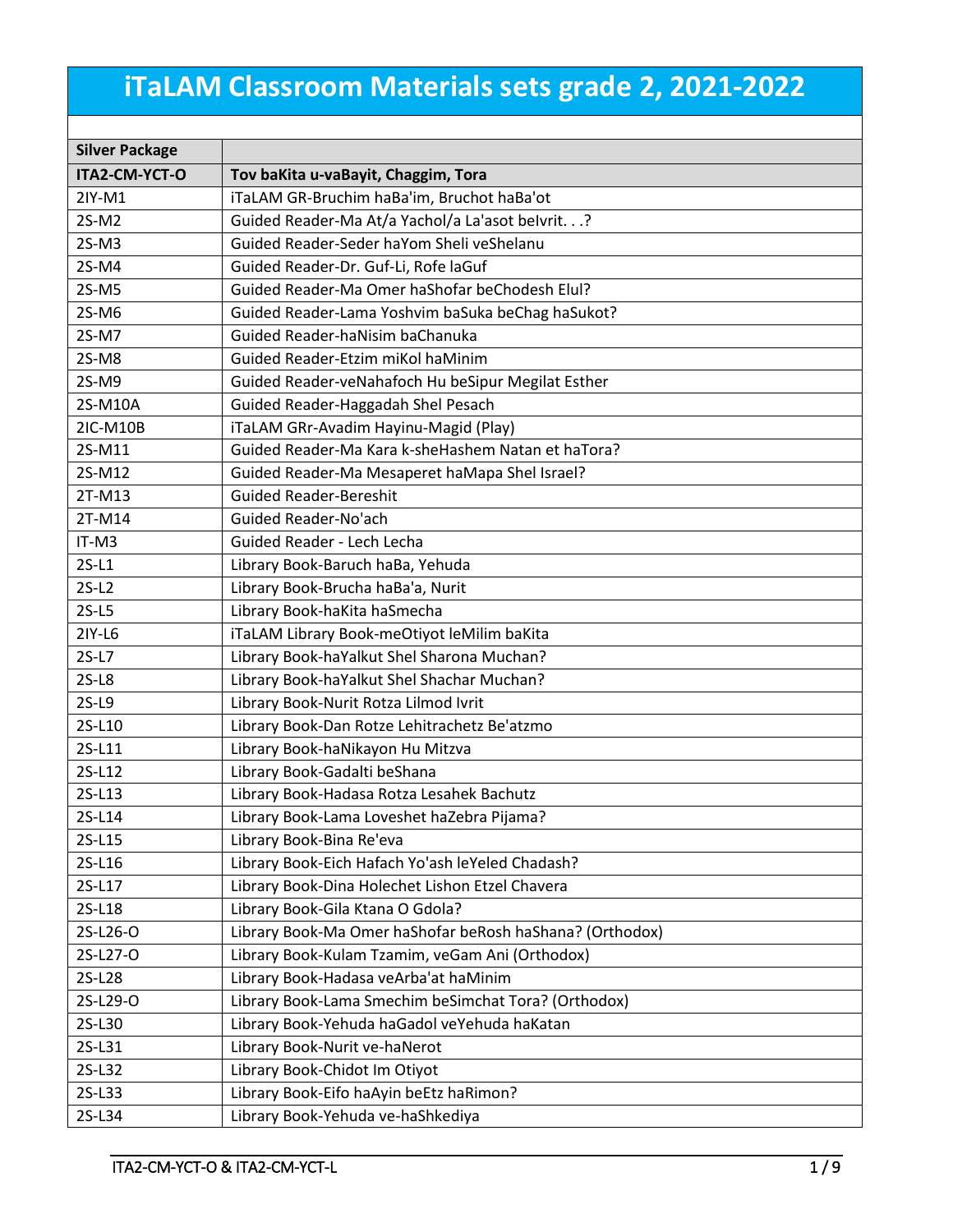# iTaLAM Classroom Materials sets grade 2, 2021-2022

| Silver Package | |
|---|---|
| **ITA2-CM-YCT-O** | **Tov baKita u-vaBayit, Chaggim, Tora** |
| 2IY-M1 | iTaLAM GR-Bruchim haBa'im, Bruchot haBa'ot |
| 2S-M2 | Guided Reader-Ma At/a Yachol/a La'asot beIvrit. . .? |
| 2S-M3 | Guided Reader-Seder haYom Sheli veShelanu |
| 2S-M4 | Guided Reader-Dr. Guf-Li, Rofe laGuf |
| 2S-M5 | Guided Reader-Ma Omer haShofar beChodesh Elul? |
| 2S-M6 | Guided Reader-Lama Yoshvim baSuka beChag haSukot? |
| 2S-M7 | Guided Reader-haNisim baChanuka |
| 2S-M8 | Guided Reader-Etzim miKol haMinim |
| 2S-M9 | Guided Reader-veNahafoch Hu beSipur Megilat Esther |
| 2S-M10A | Guided Reader-Haggadah Shel Pesach |
| 2IC-M10B | iTaLAM GRr-Avadim Hayinu-Magid (Play) |
| 2S-M11 | Guided Reader-Ma Kara k-sheHashem Natan et haTora? |
| 2S-M12 | Guided Reader-Ma Mesaperet haMapa Shel Israel? |
| 2T-M13 | Guided Reader-Bereshit |
| 2T-M14 | Guided Reader-No'ach |
| IT-M3 | Guided Reader - Lech Lecha |
| 2S-L1 | Library Book-Baruch haBa, Yehuda |
| 2S-L2 | Library Book-Brucha haBa'a, Nurit |
| 2S-L5 | Library Book-haKita haSmecha |
| 2IY-L6 | iTaLAM Library Book-meOtiyot leMilim baKita |
| 2S-L7 | Library Book-haYalkut Shel Sharona Muchan? |
| 2S-L8 | Library Book-haYalkut Shel Shachar Muchan? |
| 2S-L9 | Library Book-Nurit Rotza Lilmod Ivrit |
| 2S-L10 | Library Book-Dan Rotze Lehitrachetz Be'atzmo |
| 2S-L11 | Library Book-haNikayon Hu Mitzva |
| 2S-L12 | Library Book-Gadalti beShana |
| 2S-L13 | Library Book-Hadasa Rotza Lesahek Bachutz |
| 2S-L14 | Library Book-Lama Loveshet haZebra Pijama? |
| 2S-L15 | Library Book-Bina Re'eva |
| 2S-L16 | Library Book-Eich Hafach Yo'ash leYeled Chadash? |
| 2S-L17 | Library Book-Dina Holechet Lishon Etzel Chavera |
| 2S-L18 | Library Book-Gila Ktana O Gdola? |
| 2S-L26-O | Library Book-Ma Omer haShofar beRosh haShana? (Orthodox) |
| 2S-L27-O | Library Book-Kulam Tzamim, veGam Ani (Orthodox) |
| 2S-L28 | Library Book-Hadasa veArba'at haMinim |
| 2S-L29-O | Library Book-Lama Smechim beSimchat Tora? (Orthodox) |
| 2S-L30 | Library Book-Yehuda haGadol veYehuda haKatan |
| 2S-L31 | Library Book-Nurit ve-haNerot |
| 2S-L32 | Library Book-Chidot Im Otiyot |
| 2S-L33 | Library Book-Eifo haAyin beEtz haRimon? |
| 2S-L34 | Library Book-Yehuda ve-haShkediya |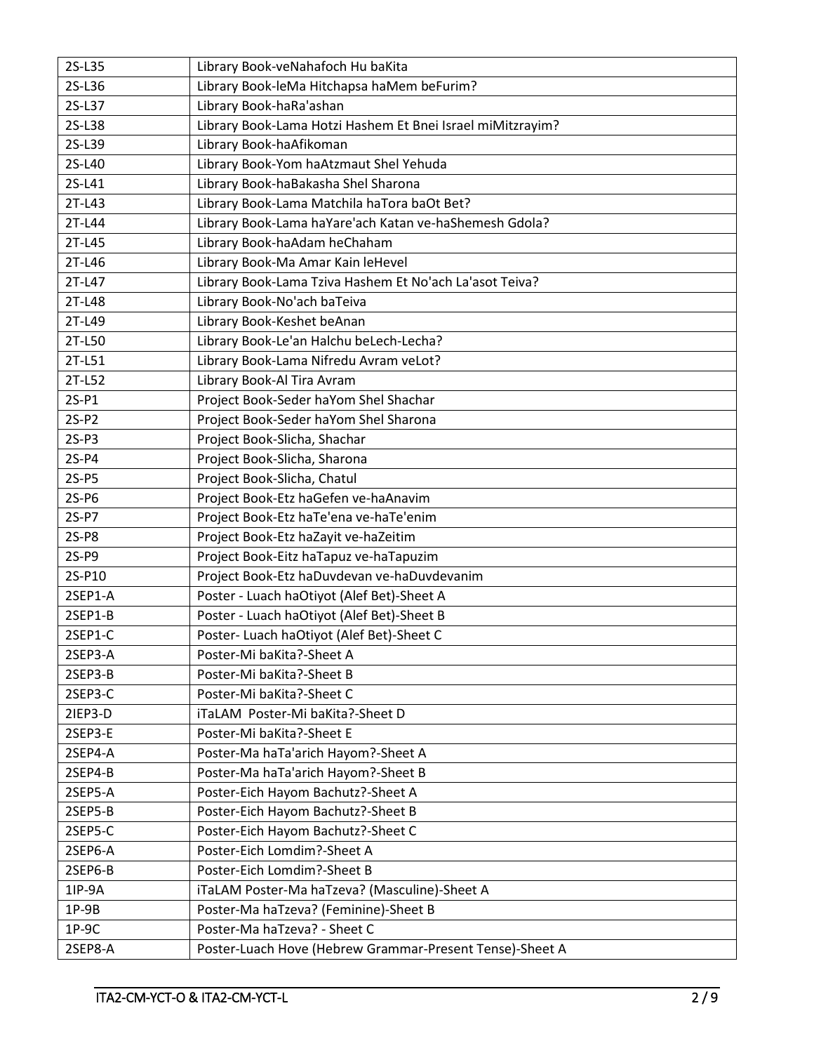| | |
|---|---|
| 2S-L35 | Library Book-veNahafoch Hu baKita |
| 2S-L36 | Library Book-leMa Hitchapsa haMem beFurim? |
| 2S-L37 | Library Book-haRa'ashan |
| 2S-L38 | Library Book-Lama Hotzi Hashem Et Bnei Israel miMitzrayim? |
| 2S-L39 | Library Book-haAfikoman |
| 2S-L40 | Library Book-Yom haAtzmaut Shel Yehuda |
| 2S-L41 | Library Book-haBakasha Shel Sharona |
| 2T-L43 | Library Book-Lama Matchila haTora baOt Bet? |
| 2T-L44 | Library Book-Lama haYare'ach Katan ve-haShemesh Gdola? |
| 2T-L45 | Library Book-haAdam heChaham |
| 2T-L46 | Library Book-Ma Amar Kain leHevel |
| 2T-L47 | Library Book-Lama Tziva Hashem Et No'ach La'asot Teiva? |
| 2T-L48 | Library Book-No'ach baTeiva |
| 2T-L49 | Library Book-Keshet beAnan |
| 2T-L50 | Library Book-Le'an Halchu beLech-Lecha? |
| 2T-L51 | Library Book-Lama Nifredu Avram veLot? |
| 2T-L52 | Library Book-Al Tira Avram |
| 2S-P1 | Project Book-Seder haYom Shel Shachar |
| 2S-P2 | Project Book-Seder haYom Shel Sharona |
| 2S-P3 | Project Book-Slicha, Shachar |
| 2S-P4 | Project Book-Slicha, Sharona |
| 2S-P5 | Project Book-Slicha, Chatul |
| 2S-P6 | Project Book-Etz haGefen ve-haAnavim |
| 2S-P7 | Project Book-Etz haTe'ena ve-haTe'enim |
| 2S-P8 | Project Book-Etz haZayit ve-haZeitim |
| 2S-P9 | Project Book-Eitz haTapuz ve-haTapuzim |
| 2S-P10 | Project Book-Etz haDuvdevan ve-haDuvdevanim |
| 2SEP1-A | Poster - Luach haOtiyot (Alef Bet)-Sheet A |
| 2SEP1-B | Poster - Luach haOtiyot (Alef Bet)-Sheet B |
| 2SEP1-C | Poster- Luach haOtiyot (Alef Bet)-Sheet C |
| 2SEP3-A | Poster-Mi baKita?-Sheet A |
| 2SEP3-B | Poster-Mi baKita?-Sheet B |
| 2SEP3-C | Poster-Mi baKita?-Sheet C |
| 2IEP3-D | iTaLAM Poster-Mi baKita?-Sheet D |
| 2SEP3-E | Poster-Mi baKita?-Sheet E |
| 2SEP4-A | Poster-Ma haTa'arich Hayom?-Sheet A |
| 2SEP4-B | Poster-Ma haTa'arich Hayom?-Sheet B |
| 2SEP5-A | Poster-Eich Hayom Bachutz?-Sheet A |
| 2SEP5-B | Poster-Eich Hayom Bachutz?-Sheet B |
| 2SEP5-C | Poster-Eich Hayom Bachutz?-Sheet C |
| 2SEP6-A | Poster-Eich Lomdim?-Sheet A |
| 2SEP6-B | Poster-Eich Lomdim?-Sheet B |
| 1IP-9A | iTaLAM Poster-Ma haTzeva? (Masculine)-Sheet A |
| 1P-9B | Poster-Ma haTzeva? (Feminine)-Sheet B |
| 1P-9C | Poster-Ma haTzeva? - Sheet C |
| 2SEP8-A | Poster-Luach Hove (Hebrew Grammar-Present Tense)-Sheet A |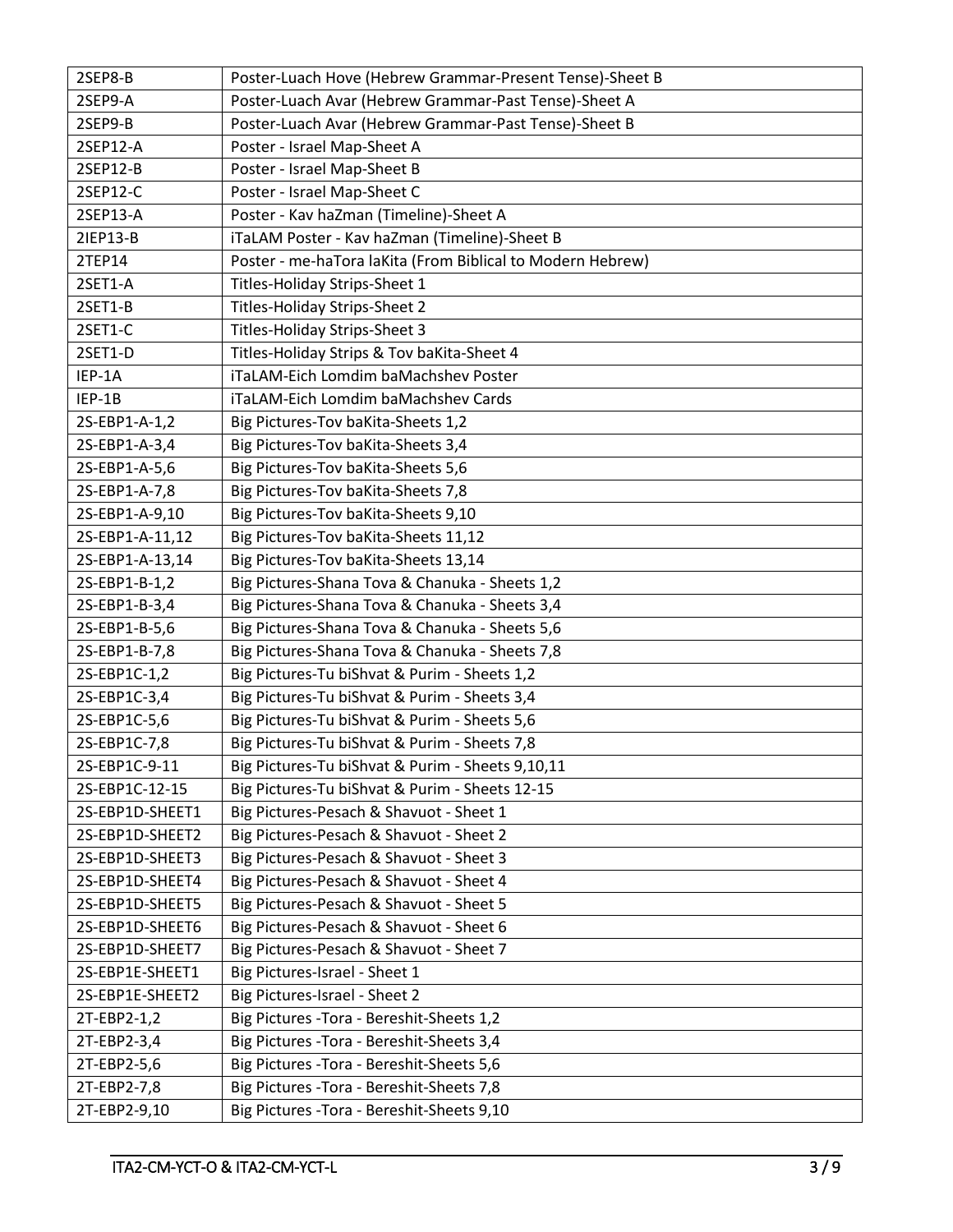| | |
|---|---|
| 2SEP8-B | Poster-Luach Hove (Hebrew Grammar-Present Tense)-Sheet B |
| 2SEP9-A | Poster-Luach Avar (Hebrew Grammar-Past Tense)-Sheet A |
| 2SEP9-B | Poster-Luach Avar (Hebrew Grammar-Past Tense)-Sheet B |
| 2SEP12-A | Poster - Israel Map-Sheet A |
| 2SEP12-B | Poster - Israel Map-Sheet B |
| 2SEP12-C | Poster - Israel Map-Sheet C |
| 2SEP13-A | Poster - Kav haZman (Timeline)-Sheet A |
| 2IEP13-B | iTaLAM Poster - Kav haZman (Timeline)-Sheet B |
| 2TEP14 | Poster - me-haTora laKita (From Biblical to Modern Hebrew) |
| 2SET1-A | Titles-Holiday Strips-Sheet 1 |
| 2SET1-B | Titles-Holiday Strips-Sheet 2 |
| 2SET1-C | Titles-Holiday Strips-Sheet 3 |
| 2SET1-D | Titles-Holiday Strips & Tov baKita-Sheet 4 |
| IEP-1A | iTaLAM-Eich Lomdim baMachshev Poster |
| IEP-1B | iTaLAM-Eich Lomdim baMachshev Cards |
| 2S-EBP1-A-1,2 | Big Pictures-Tov baKita-Sheets 1,2 |
| 2S-EBP1-A-3,4 | Big Pictures-Tov baKita-Sheets 3,4 |
| 2S-EBP1-A-5,6 | Big Pictures-Tov baKita-Sheets 5,6 |
| 2S-EBP1-A-7,8 | Big Pictures-Tov baKita-Sheets 7,8 |
| 2S-EBP1-A-9,10 | Big Pictures-Tov baKita-Sheets 9,10 |
| 2S-EBP1-A-11,12 | Big Pictures-Tov baKita-Sheets 11,12 |
| 2S-EBP1-A-13,14 | Big Pictures-Tov baKita-Sheets 13,14 |
| 2S-EBP1-B-1,2 | Big Pictures-Shana Tova & Chanuka - Sheets 1,2 |
| 2S-EBP1-B-3,4 | Big Pictures-Shana Tova & Chanuka - Sheets 3,4 |
| 2S-EBP1-B-5,6 | Big Pictures-Shana Tova & Chanuka - Sheets 5,6 |
| 2S-EBP1-B-7,8 | Big Pictures-Shana Tova & Chanuka - Sheets 7,8 |
| 2S-EBP1C-1,2 | Big Pictures-Tu biShvat & Purim - Sheets 1,2 |
| 2S-EBP1C-3,4 | Big Pictures-Tu biShvat & Purim - Sheets 3,4 |
| 2S-EBP1C-5,6 | Big Pictures-Tu biShvat & Purim - Sheets 5,6 |
| 2S-EBP1C-7,8 | Big Pictures-Tu biShvat & Purim - Sheets 7,8 |
| 2S-EBP1C-9-11 | Big Pictures-Tu biShvat & Purim - Sheets 9,10,11 |
| 2S-EBP1C-12-15 | Big Pictures-Tu biShvat & Purim - Sheets 12-15 |
| 2S-EBP1D-SHEET1 | Big Pictures-Pesach & Shavuot - Sheet 1 |
| 2S-EBP1D-SHEET2 | Big Pictures-Pesach & Shavuot - Sheet 2 |
| 2S-EBP1D-SHEET3 | Big Pictures-Pesach & Shavuot - Sheet 3 |
| 2S-EBP1D-SHEET4 | Big Pictures-Pesach & Shavuot - Sheet 4 |
| 2S-EBP1D-SHEET5 | Big Pictures-Pesach & Shavuot - Sheet 5 |
| 2S-EBP1D-SHEET6 | Big Pictures-Pesach & Shavuot - Sheet 6 |
| 2S-EBP1D-SHEET7 | Big Pictures-Pesach & Shavuot - Sheet 7 |
| 2S-EBP1E-SHEET1 | Big Pictures-Israel - Sheet 1 |
| 2S-EBP1E-SHEET2 | Big Pictures-Israel - Sheet 2 |
| 2T-EBP2-1,2 | Big Pictures -Tora - Bereshit-Sheets 1,2 |
| 2T-EBP2-3,4 | Big Pictures -Tora - Bereshit-Sheets 3,4 |
| 2T-EBP2-5,6 | Big Pictures -Tora - Bereshit-Sheets 5,6 |
| 2T-EBP2-7,8 | Big Pictures -Tora - Bereshit-Sheets 7,8 |
| 2T-EBP2-9,10 | Big Pictures -Tora - Bereshit-Sheets 9,10 |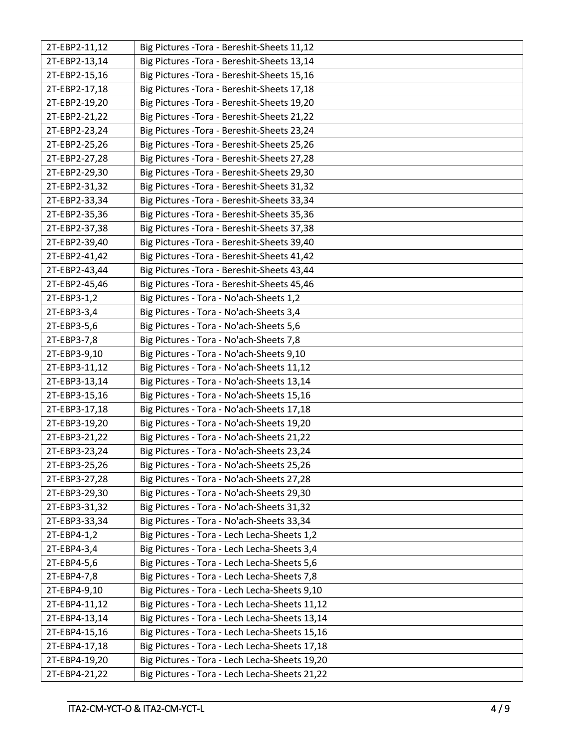| 2T-EBP2-11,12 | Big Pictures -Tora - Bereshit-Sheets 11,12 |
|---|---|
| 2T-EBP2-13,14 | Big Pictures -Tora - Bereshit-Sheets 13,14 |
| 2T-EBP2-15,16 | Big Pictures -Tora - Bereshit-Sheets 15,16 |
| 2T-EBP2-17,18 | Big Pictures -Tora - Bereshit-Sheets 17,18 |
| 2T-EBP2-19,20 | Big Pictures -Tora - Bereshit-Sheets 19,20 |
| 2T-EBP2-21,22 | Big Pictures -Tora - Bereshit-Sheets 21,22 |
| 2T-EBP2-23,24 | Big Pictures -Tora - Bereshit-Sheets 23,24 |
| 2T-EBP2-25,26 | Big Pictures -Tora - Bereshit-Sheets 25,26 |
| 2T-EBP2-27,28 | Big Pictures -Tora - Bereshit-Sheets 27,28 |
| 2T-EBP2-29,30 | Big Pictures -Tora - Bereshit-Sheets 29,30 |
| 2T-EBP2-31,32 | Big Pictures -Tora - Bereshit-Sheets 31,32 |
| 2T-EBP2-33,34 | Big Pictures -Tora - Bereshit-Sheets 33,34 |
| 2T-EBP2-35,36 | Big Pictures -Tora - Bereshit-Sheets 35,36 |
| 2T-EBP2-37,38 | Big Pictures -Tora - Bereshit-Sheets 37,38 |
| 2T-EBP2-39,40 | Big Pictures -Tora - Bereshit-Sheets 39,40 |
| 2T-EBP2-41,42 | Big Pictures -Tora - Bereshit-Sheets 41,42 |
| 2T-EBP2-43,44 | Big Pictures -Tora - Bereshit-Sheets 43,44 |
| 2T-EBP2-45,46 | Big Pictures -Tora - Bereshit-Sheets 45,46 |
| 2T-EBP3-1,2 | Big Pictures - Tora - No'ach-Sheets 1,2 |
| 2T-EBP3-3,4 | Big Pictures - Tora - No'ach-Sheets 3,4 |
| 2T-EBP3-5,6 | Big Pictures - Tora - No'ach-Sheets 5,6 |
| 2T-EBP3-7,8 | Big Pictures - Tora - No'ach-Sheets 7,8 |
| 2T-EBP3-9,10 | Big Pictures - Tora - No'ach-Sheets 9,10 |
| 2T-EBP3-11,12 | Big Pictures - Tora - No'ach-Sheets 11,12 |
| 2T-EBP3-13,14 | Big Pictures - Tora - No'ach-Sheets 13,14 |
| 2T-EBP3-15,16 | Big Pictures - Tora - No'ach-Sheets 15,16 |
| 2T-EBP3-17,18 | Big Pictures - Tora - No'ach-Sheets 17,18 |
| 2T-EBP3-19,20 | Big Pictures - Tora - No'ach-Sheets 19,20 |
| 2T-EBP3-21,22 | Big Pictures - Tora - No'ach-Sheets 21,22 |
| 2T-EBP3-23,24 | Big Pictures - Tora - No'ach-Sheets 23,24 |
| 2T-EBP3-25,26 | Big Pictures - Tora - No'ach-Sheets 25,26 |
| 2T-EBP3-27,28 | Big Pictures - Tora - No'ach-Sheets 27,28 |
| 2T-EBP3-29,30 | Big Pictures - Tora - No'ach-Sheets 29,30 |
| 2T-EBP3-31,32 | Big Pictures - Tora - No'ach-Sheets 31,32 |
| 2T-EBP3-33,34 | Big Pictures - Tora - No'ach-Sheets 33,34 |
| 2T-EBP4-1,2 | Big Pictures - Tora - Lech Lecha-Sheets 1,2 |
| 2T-EBP4-3,4 | Big Pictures - Tora - Lech Lecha-Sheets 3,4 |
| 2T-EBP4-5,6 | Big Pictures - Tora - Lech Lecha-Sheets 5,6 |
| 2T-EBP4-7,8 | Big Pictures - Tora - Lech Lecha-Sheets 7,8 |
| 2T-EBP4-9,10 | Big Pictures - Tora - Lech Lecha-Sheets 9,10 |
| 2T-EBP4-11,12 | Big Pictures - Tora - Lech Lecha-Sheets 11,12 |
| 2T-EBP4-13,14 | Big Pictures - Tora - Lech Lecha-Sheets 13,14 |
| 2T-EBP4-15,16 | Big Pictures - Tora - Lech Lecha-Sheets 15,16 |
| 2T-EBP4-17,18 | Big Pictures - Tora - Lech Lecha-Sheets 17,18 |
| 2T-EBP4-19,20 | Big Pictures - Tora - Lech Lecha-Sheets 19,20 |
| 2T-EBP4-21,22 | Big Pictures - Tora - Lech Lecha-Sheets 21,22 |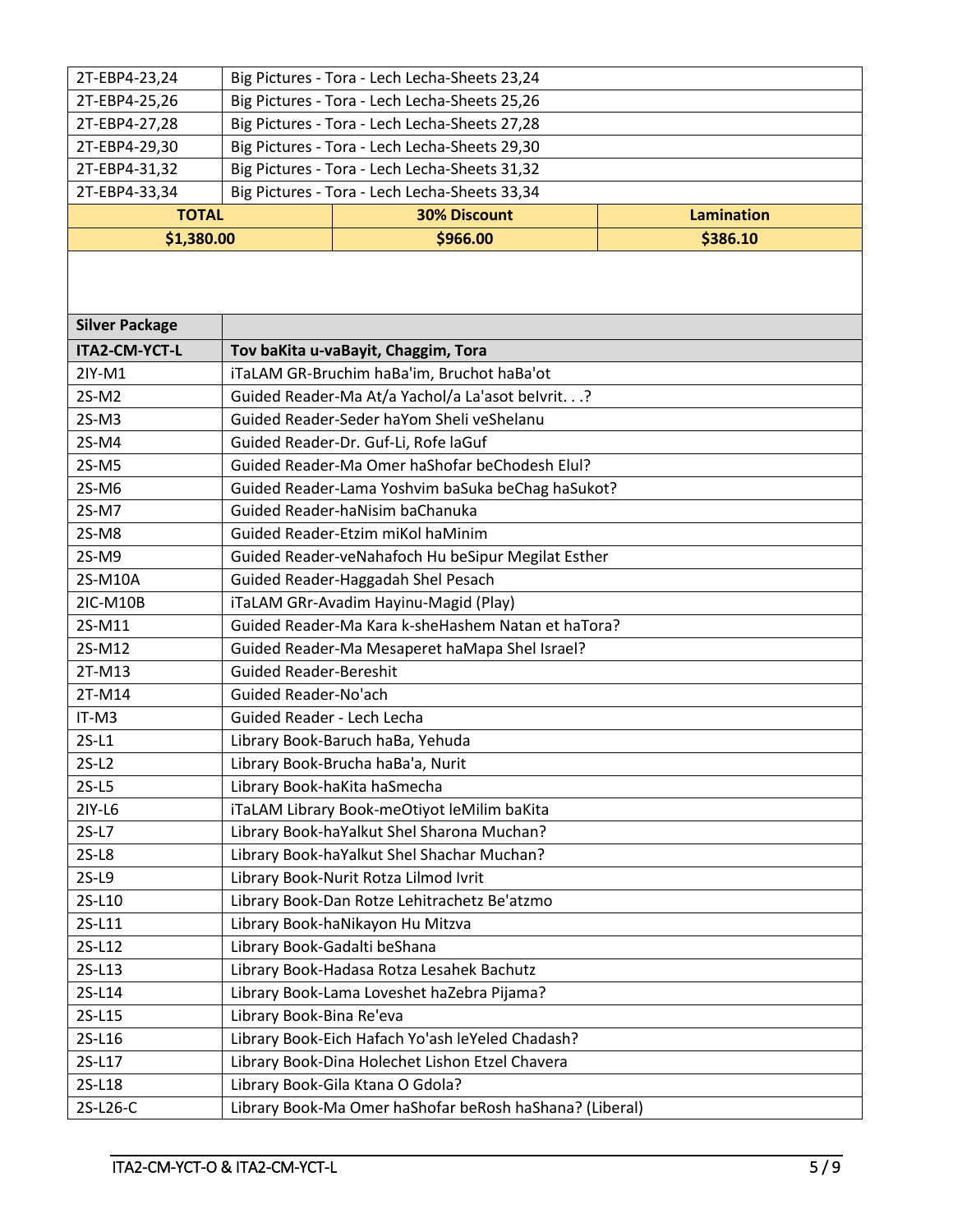| | |
|---|---|
| 2T-EBP4-23,24 | Big Pictures - Tora - Lech Lecha-Sheets 23,24 |
| 2T-EBP4-25,26 | Big Pictures - Tora - Lech Lecha-Sheets 25,26 |
| 2T-EBP4-27,28 | Big Pictures - Tora - Lech Lecha-Sheets 27,28 |
| 2T-EBP4-29,30 | Big Pictures - Tora - Lech Lecha-Sheets 29,30 |
| 2T-EBP4-31,32 | Big Pictures - Tora - Lech Lecha-Sheets 31,32 |
| 2T-EBP4-33,34 | Big Pictures - Tora - Lech Lecha-Sheets 33,34 |

| TOTAL | 30% Discount | Lamination |
|---|---|---|
| $1,380.00 | $966.00 | $386.10 |

| Silver Package | |
|---|---|
| **ITA2-CM-YCT-L** | **Tov baKita u-vaBayit, Chaggim, Tora** |
| 2IY-M1 | iTaLAM GR-Bruchim haBa'im, Bruchot haBa'ot |
| 2S-M2 | Guided Reader-Ma At/a Yachol/a La'asot beIvrit. . .? |
| 2S-M3 | Guided Reader-Seder haYom Sheli veShelanu |
| 2S-M4 | Guided Reader-Dr. Guf-Li, Rofe laGuf |
| 2S-M5 | Guided Reader-Ma Omer haShofar beChodesh Elul? |
| 2S-M6 | Guided Reader-Lama Yoshvim baSuka beChag haSukot? |
| 2S-M7 | Guided Reader-haNisim baChanuka |
| 2S-M8 | Guided Reader-Etzim miKol haMinim |
| 2S-M9 | Guided Reader-veNahafoch Hu beSipur Megilat Esther |
| 2S-M10A | Guided Reader-Haggadah Shel Pesach |
| 2IC-M10B | iTaLAM GRr-Avadim Hayinu-Magid (Play) |
| 2S-M11 | Guided Reader-Ma Kara k-sheHashem Natan et haTora? |
| 2S-M12 | Guided Reader-Ma Mesaperet haMapa Shel Israel? |
| 2T-M13 | Guided Reader-Bereshit |
| 2T-M14 | Guided Reader-No'ach |
| IT-M3 | Guided Reader - Lech Lecha |
| 2S-L1 | Library Book-Baruch haBa, Yehuda |
| 2S-L2 | Library Book-Brucha haBa'a, Nurit |
| 2S-L5 | Library Book-haKita haSmecha |
| 2IY-L6 | iTaLAM Library Book-meOtiyot leMilim baKita |
| 2S-L7 | Library Book-haYalkut Shel Sharona Muchan? |
| 2S-L8 | Library Book-haYalkut Shel Shachar Muchan? |
| 2S-L9 | Library Book-Nurit Rotza Lilmod Ivrit |
| 2S-L10 | Library Book-Dan Rotze Lehitrachetz Be'atzmo |
| 2S-L11 | Library Book-haNikayon Hu Mitzva |
| 2S-L12 | Library Book-Gadalti beShana |
| 2S-L13 | Library Book-Hadasa Rotza Lesahek Bachutz |
| 2S-L14 | Library Book-Lama Loveshet haZebra Pijama? |
| 2S-L15 | Library Book-Bina Re'eva |
| 2S-L16 | Library Book-Eich Hafach Yo'ash leYeled Chadash? |
| 2S-L17 | Library Book-Dina Holechet Lishon Etzel Chavera |
| 2S-L18 | Library Book-Gila Ktana O Gdola? |
| 2S-L26-C | Library Book-Ma Omer haShofar beRosh haShana? (Liberal) |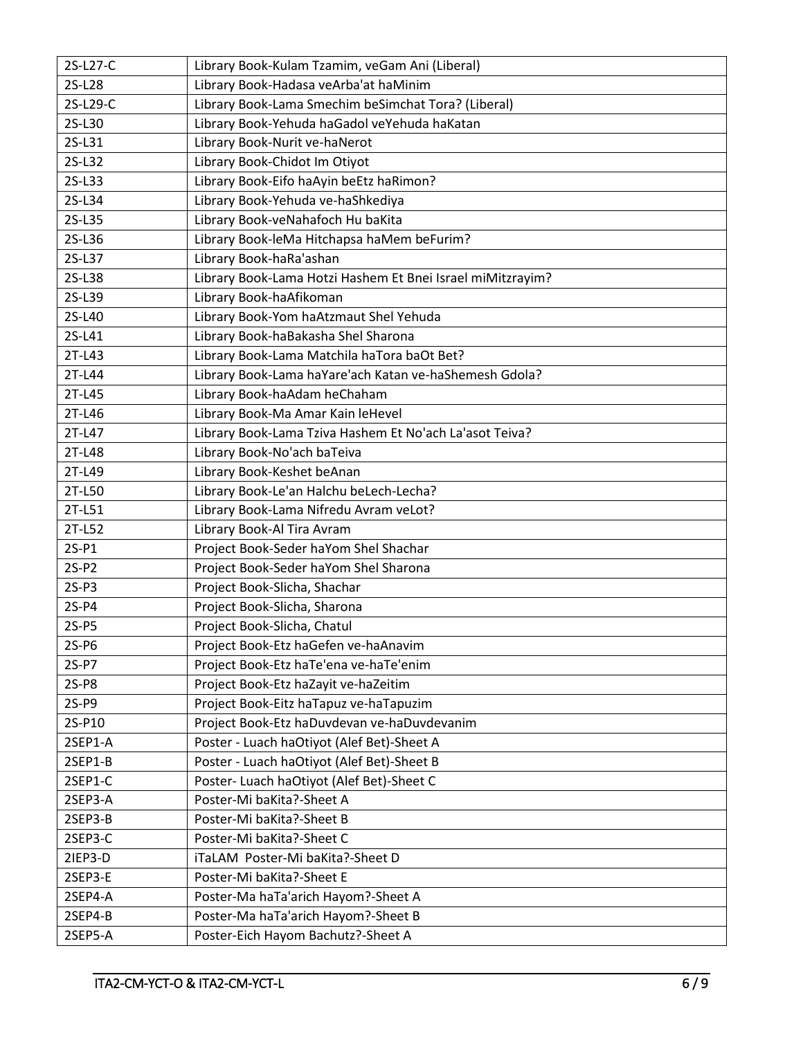| 2S-L27-C | Library Book-Kulam Tzamim, veGam Ani (Liberal) |
|---|---|
| 2S-L28 | Library Book-Hadasa veArba'at haMinim |
| 2S-L29-C | Library Book-Lama Smechim beSimchat Tora? (Liberal) |
| 2S-L30 | Library Book-Yehuda haGadol veYehuda haKatan |
| 2S-L31 | Library Book-Nurit ve-haNerot |
| 2S-L32 | Library Book-Chidot Im Otiyot |
| 2S-L33 | Library Book-Eifo haAyin beEtz haRimon? |
| 2S-L34 | Library Book-Yehuda ve-haShkediya |
| 2S-L35 | Library Book-veNahafoch Hu baKita |
| 2S-L36 | Library Book-leMa Hitchapsa haMem beFurim? |
| 2S-L37 | Library Book-haRa'ashan |
| 2S-L38 | Library Book-Lama Hotzi Hashem Et Bnei Israel miMitzrayim? |
| 2S-L39 | Library Book-haAfikoman |
| 2S-L40 | Library Book-Yom haAtzmaut Shel Yehuda |
| 2S-L41 | Library Book-haBakasha Shel Sharona |
| 2T-L43 | Library Book-Lama Matchila haTora baOt Bet? |
| 2T-L44 | Library Book-Lama haYare'ach Katan ve-haShemesh Gdola? |
| 2T-L45 | Library Book-haAdam heChaham |
| 2T-L46 | Library Book-Ma Amar Kain leHevel |
| 2T-L47 | Library Book-Lama Tziva Hashem Et No'ach La'asot Teiva? |
| 2T-L48 | Library Book-No'ach baTeiva |
| 2T-L49 | Library Book-Keshet beAnan |
| 2T-L50 | Library Book-Le'an Halchu beLech-Lecha? |
| 2T-L51 | Library Book-Lama Nifredu Avram veLot? |
| 2T-L52 | Library Book-Al Tira Avram |
| 2S-P1 | Project Book-Seder haYom Shel Shachar |
| 2S-P2 | Project Book-Seder haYom Shel Sharona |
| 2S-P3 | Project Book-Slicha, Shachar |
| 2S-P4 | Project Book-Slicha, Sharona |
| 2S-P5 | Project Book-Slicha, Chatul |
| 2S-P6 | Project Book-Etz haGefen ve-haAnavim |
| 2S-P7 | Project Book-Etz haTe'ena ve-haTe'enim |
| 2S-P8 | Project Book-Etz haZayit ve-haZeitim |
| 2S-P9 | Project Book-Eitz haTapuz ve-haTapuzim |
| 2S-P10 | Project Book-Etz haDuvdevan ve-haDuvdevanim |
| 2SEP1-A | Poster - Luach haOtiyot (Alef Bet)-Sheet A |
| 2SEP1-B | Poster - Luach haOtiyot (Alef Bet)-Sheet B |
| 2SEP1-C | Poster- Luach haOtiyot (Alef Bet)-Sheet C |
| 2SEP3-A | Poster-Mi baKita?-Sheet A |
| 2SEP3-B | Poster-Mi baKita?-Sheet B |
| 2SEP3-C | Poster-Mi baKita?-Sheet C |
| 2IEP3-D | iTaLAM Poster-Mi baKita?-Sheet D |
| 2SEP3-E | Poster-Mi baKita?-Sheet E |
| 2SEP4-A | Poster-Ma haTa'arich Hayom?-Sheet A |
| 2SEP4-B | Poster-Ma haTa'arich Hayom?-Sheet B |
| 2SEP5-A | Poster-Eich Hayom Bachutz?-Sheet A |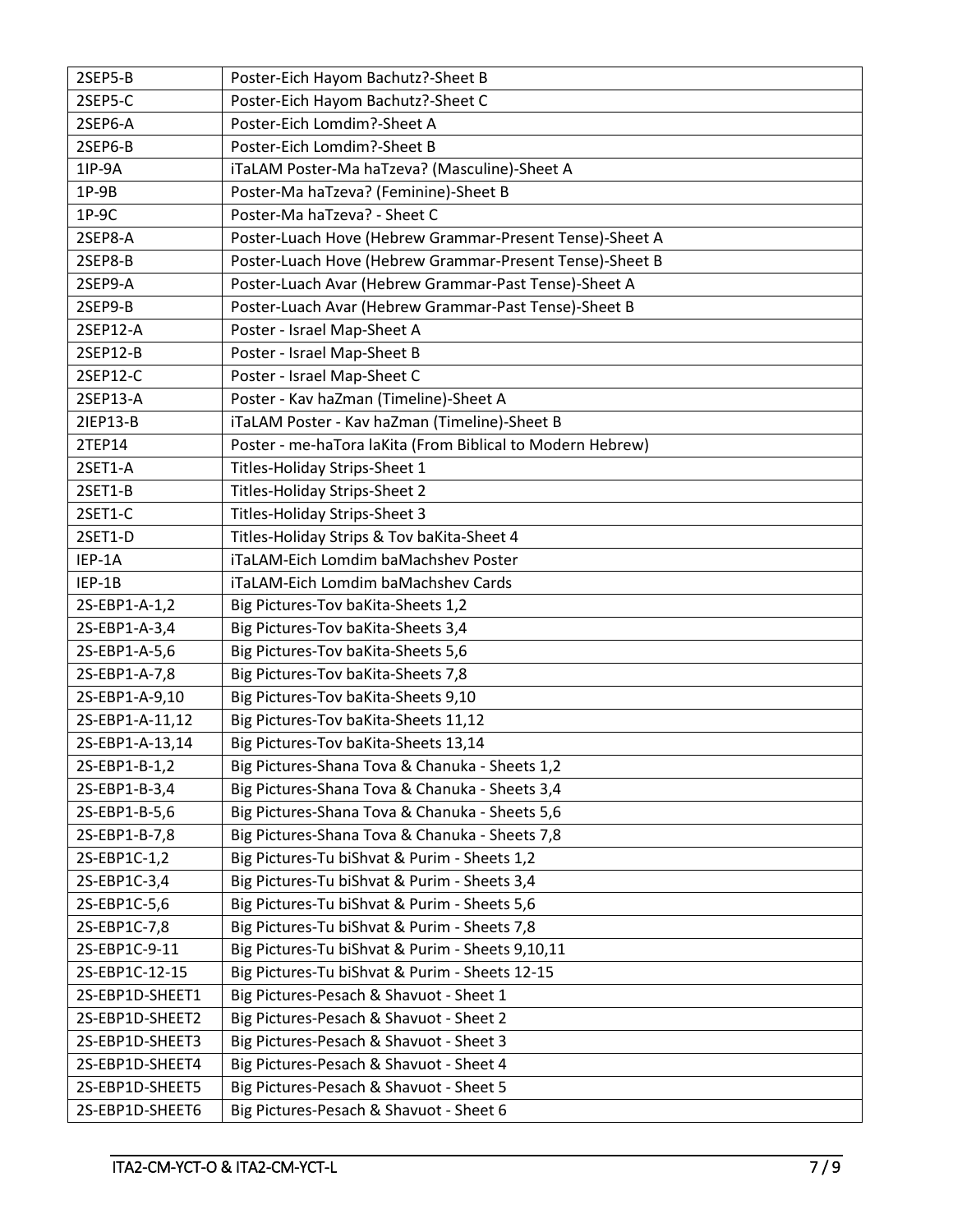| 2SEP5-B | Poster-Eich Hayom Bachutz?-Sheet B |
|---|---|
| 2SEP5-C | Poster-Eich Hayom Bachutz?-Sheet C |
| 2SEP6-A | Poster-Eich Lomdim?-Sheet A |
| 2SEP6-B | Poster-Eich Lomdim?-Sheet B |
| 1IP-9A | iTaLAM Poster-Ma haTzeva? (Masculine)-Sheet A |
| 1P-9B | Poster-Ma haTzeva? (Feminine)-Sheet B |
| 1P-9C | Poster-Ma haTzeva? - Sheet C |
| 2SEP8-A | Poster-Luach Hove (Hebrew Grammar-Present Tense)-Sheet A |
| 2SEP8-B | Poster-Luach Hove (Hebrew Grammar-Present Tense)-Sheet B |
| 2SEP9-A | Poster-Luach Avar (Hebrew Grammar-Past Tense)-Sheet A |
| 2SEP9-B | Poster-Luach Avar (Hebrew Grammar-Past Tense)-Sheet B |
| 2SEP12-A | Poster - Israel Map-Sheet A |
| 2SEP12-B | Poster - Israel Map-Sheet B |
| 2SEP12-C | Poster - Israel Map-Sheet C |
| 2SEP13-A | Poster - Kav haZman (Timeline)-Sheet A |
| 2IEP13-B | iTaLAM Poster - Kav haZman (Timeline)-Sheet B |
| 2TEP14 | Poster - me-haTora laKita (From Biblical to Modern Hebrew) |
| 2SET1-A | Titles-Holiday Strips-Sheet 1 |
| 2SET1-B | Titles-Holiday Strips-Sheet 2 |
| 2SET1-C | Titles-Holiday Strips-Sheet 3 |
| 2SET1-D | Titles-Holiday Strips & Tov baKita-Sheet 4 |
| IEP-1A | iTaLAM-Eich Lomdim baMachshev Poster |
| IEP-1B | iTaLAM-Eich Lomdim baMachshev Cards |
| 2S-EBP1-A-1,2 | Big Pictures-Tov baKita-Sheets 1,2 |
| 2S-EBP1-A-3,4 | Big Pictures-Tov baKita-Sheets 3,4 |
| 2S-EBP1-A-5,6 | Big Pictures-Tov baKita-Sheets 5,6 |
| 2S-EBP1-A-7,8 | Big Pictures-Tov baKita-Sheets 7,8 |
| 2S-EBP1-A-9,10 | Big Pictures-Tov baKita-Sheets 9,10 |
| 2S-EBP1-A-11,12 | Big Pictures-Tov baKita-Sheets 11,12 |
| 2S-EBP1-A-13,14 | Big Pictures-Tov baKita-Sheets 13,14 |
| 2S-EBP1-B-1,2 | Big Pictures-Shana Tova & Chanuka - Sheets 1,2 |
| 2S-EBP1-B-3,4 | Big Pictures-Shana Tova & Chanuka - Sheets 3,4 |
| 2S-EBP1-B-5,6 | Big Pictures-Shana Tova & Chanuka - Sheets 5,6 |
| 2S-EBP1-B-7,8 | Big Pictures-Shana Tova & Chanuka - Sheets 7,8 |
| 2S-EBP1C-1,2 | Big Pictures-Tu biShvat & Purim - Sheets 1,2 |
| 2S-EBP1C-3,4 | Big Pictures-Tu biShvat & Purim - Sheets 3,4 |
| 2S-EBP1C-5,6 | Big Pictures-Tu biShvat & Purim - Sheets 5,6 |
| 2S-EBP1C-7,8 | Big Pictures-Tu biShvat & Purim - Sheets 7,8 |
| 2S-EBP1C-9-11 | Big Pictures-Tu biShvat & Purim - Sheets 9,10,11 |
| 2S-EBP1C-12-15 | Big Pictures-Tu biShvat & Purim - Sheets 12-15 |
| 2S-EBP1D-SHEET1 | Big Pictures-Pesach & Shavuot - Sheet 1 |
| 2S-EBP1D-SHEET2 | Big Pictures-Pesach & Shavuot - Sheet 2 |
| 2S-EBP1D-SHEET3 | Big Pictures-Pesach & Shavuot - Sheet 3 |
| 2S-EBP1D-SHEET4 | Big Pictures-Pesach & Shavuot - Sheet 4 |
| 2S-EBP1D-SHEET5 | Big Pictures-Pesach & Shavuot - Sheet 5 |
| 2S-EBP1D-SHEET6 | Big Pictures-Pesach & Shavuot - Sheet 6 |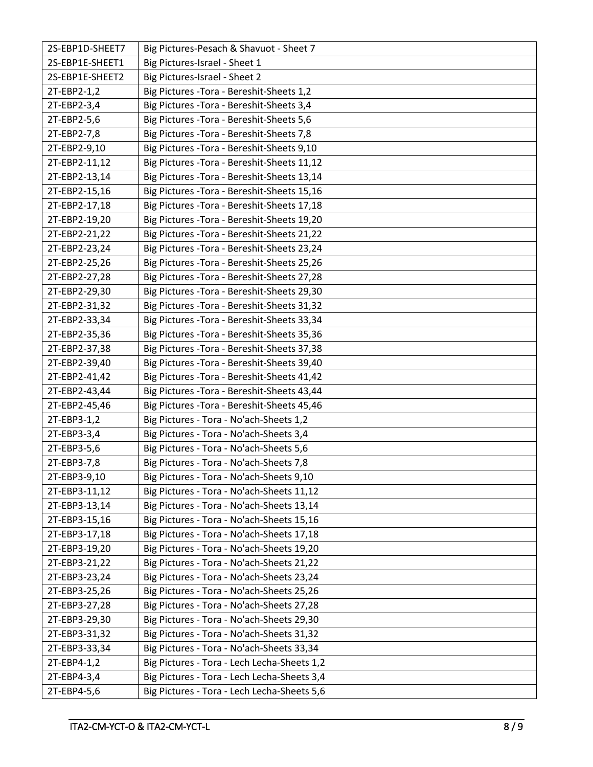| 2S-EBP1D-SHEET7 | Big Pictures-Pesach & Shavuot - Sheet 7 |
|---|---|
| 2S-EBP1E-SHEET1 | Big Pictures-Israel - Sheet 1 |
| 2S-EBP1E-SHEET2 | Big Pictures-Israel - Sheet 2 |
| 2T-EBP2-1,2 | Big Pictures -Tora - Bereshit-Sheets 1,2 |
| 2T-EBP2-3,4 | Big Pictures -Tora - Bereshit-Sheets 3,4 |
| 2T-EBP2-5,6 | Big Pictures -Tora - Bereshit-Sheets 5,6 |
| 2T-EBP2-7,8 | Big Pictures -Tora - Bereshit-Sheets 7,8 |
| 2T-EBP2-9,10 | Big Pictures -Tora - Bereshit-Sheets 9,10 |
| 2T-EBP2-11,12 | Big Pictures -Tora - Bereshit-Sheets 11,12 |
| 2T-EBP2-13,14 | Big Pictures -Tora - Bereshit-Sheets 13,14 |
| 2T-EBP2-15,16 | Big Pictures -Tora - Bereshit-Sheets 15,16 |
| 2T-EBP2-17,18 | Big Pictures -Tora - Bereshit-Sheets 17,18 |
| 2T-EBP2-19,20 | Big Pictures -Tora - Bereshit-Sheets 19,20 |
| 2T-EBP2-21,22 | Big Pictures -Tora - Bereshit-Sheets 21,22 |
| 2T-EBP2-23,24 | Big Pictures -Tora - Bereshit-Sheets 23,24 |
| 2T-EBP2-25,26 | Big Pictures -Tora - Bereshit-Sheets 25,26 |
| 2T-EBP2-27,28 | Big Pictures -Tora - Bereshit-Sheets 27,28 |
| 2T-EBP2-29,30 | Big Pictures -Tora - Bereshit-Sheets 29,30 |
| 2T-EBP2-31,32 | Big Pictures -Tora - Bereshit-Sheets 31,32 |
| 2T-EBP2-33,34 | Big Pictures -Tora - Bereshit-Sheets 33,34 |
| 2T-EBP2-35,36 | Big Pictures -Tora - Bereshit-Sheets 35,36 |
| 2T-EBP2-37,38 | Big Pictures -Tora - Bereshit-Sheets 37,38 |
| 2T-EBP2-39,40 | Big Pictures -Tora - Bereshit-Sheets 39,40 |
| 2T-EBP2-41,42 | Big Pictures -Tora - Bereshit-Sheets 41,42 |
| 2T-EBP2-43,44 | Big Pictures -Tora - Bereshit-Sheets 43,44 |
| 2T-EBP2-45,46 | Big Pictures -Tora - Bereshit-Sheets 45,46 |
| 2T-EBP3-1,2 | Big Pictures - Tora - No'ach-Sheets 1,2 |
| 2T-EBP3-3,4 | Big Pictures - Tora - No'ach-Sheets 3,4 |
| 2T-EBP3-5,6 | Big Pictures - Tora - No'ach-Sheets 5,6 |
| 2T-EBP3-7,8 | Big Pictures - Tora - No'ach-Sheets 7,8 |
| 2T-EBP3-9,10 | Big Pictures - Tora - No'ach-Sheets 9,10 |
| 2T-EBP3-11,12 | Big Pictures - Tora - No'ach-Sheets 11,12 |
| 2T-EBP3-13,14 | Big Pictures - Tora - No'ach-Sheets 13,14 |
| 2T-EBP3-15,16 | Big Pictures - Tora - No'ach-Sheets 15,16 |
| 2T-EBP3-17,18 | Big Pictures - Tora - No'ach-Sheets 17,18 |
| 2T-EBP3-19,20 | Big Pictures - Tora - No'ach-Sheets 19,20 |
| 2T-EBP3-21,22 | Big Pictures - Tora - No'ach-Sheets 21,22 |
| 2T-EBP3-23,24 | Big Pictures - Tora - No'ach-Sheets 23,24 |
| 2T-EBP3-25,26 | Big Pictures - Tora - No'ach-Sheets 25,26 |
| 2T-EBP3-27,28 | Big Pictures - Tora - No'ach-Sheets 27,28 |
| 2T-EBP3-29,30 | Big Pictures - Tora - No'ach-Sheets 29,30 |
| 2T-EBP3-31,32 | Big Pictures - Tora - No'ach-Sheets 31,32 |
| 2T-EBP3-33,34 | Big Pictures - Tora - No'ach-Sheets 33,34 |
| 2T-EBP4-1,2 | Big Pictures - Tora - Lech Lecha-Sheets 1,2 |
| 2T-EBP4-3,4 | Big Pictures - Tora - Lech Lecha-Sheets 3,4 |
| 2T-EBP4-5,6 | Big Pictures - Tora - Lech Lecha-Sheets 5,6 |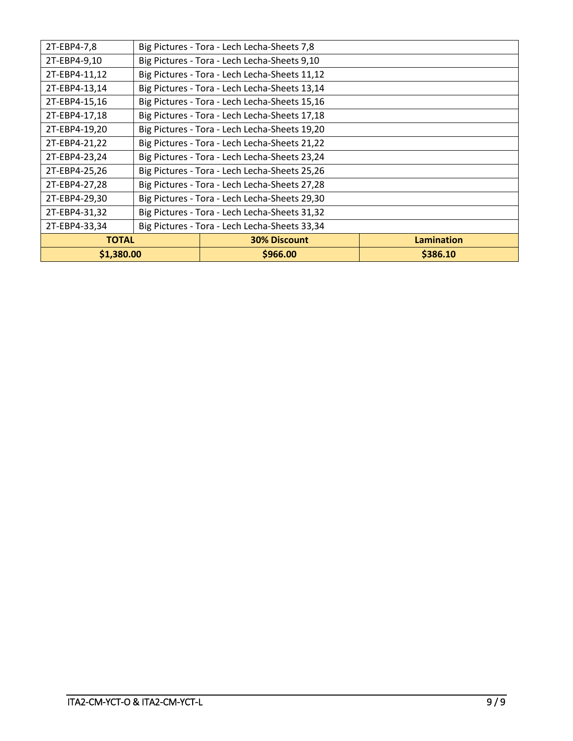| | |
|---|---|
| 2T-EBP4-7,8 | Big Pictures - Tora - Lech Lecha-Sheets 7,8 |
| 2T-EBP4-9,10 | Big Pictures - Tora - Lech Lecha-Sheets 9,10 |
| 2T-EBP4-11,12 | Big Pictures - Tora - Lech Lecha-Sheets 11,12 |
| 2T-EBP4-13,14 | Big Pictures - Tora - Lech Lecha-Sheets 13,14 |
| 2T-EBP4-15,16 | Big Pictures - Tora - Lech Lecha-Sheets 15,16 |
| 2T-EBP4-17,18 | Big Pictures - Tora - Lech Lecha-Sheets 17,18 |
| 2T-EBP4-19,20 | Big Pictures - Tora - Lech Lecha-Sheets 19,20 |
| 2T-EBP4-21,22 | Big Pictures - Tora - Lech Lecha-Sheets 21,22 |
| 2T-EBP4-23,24 | Big Pictures - Tora - Lech Lecha-Sheets 23,24 |
| 2T-EBP4-25,26 | Big Pictures - Tora - Lech Lecha-Sheets 25,26 |
| 2T-EBP4-27,28 | Big Pictures - Tora - Lech Lecha-Sheets 27,28 |
| 2T-EBP4-29,30 | Big Pictures - Tora - Lech Lecha-Sheets 29,30 |
| 2T-EBP4-31,32 | Big Pictures - Tora - Lech Lecha-Sheets 31,32 |
| 2T-EBP4-33,34 | Big Pictures - Tora - Lech Lecha-Sheets 33,34 |

| TOTAL | 30% Discount | Lamination |
|---|---|---|
| **$1,380.00** | **$966.00** | **$386.10** |